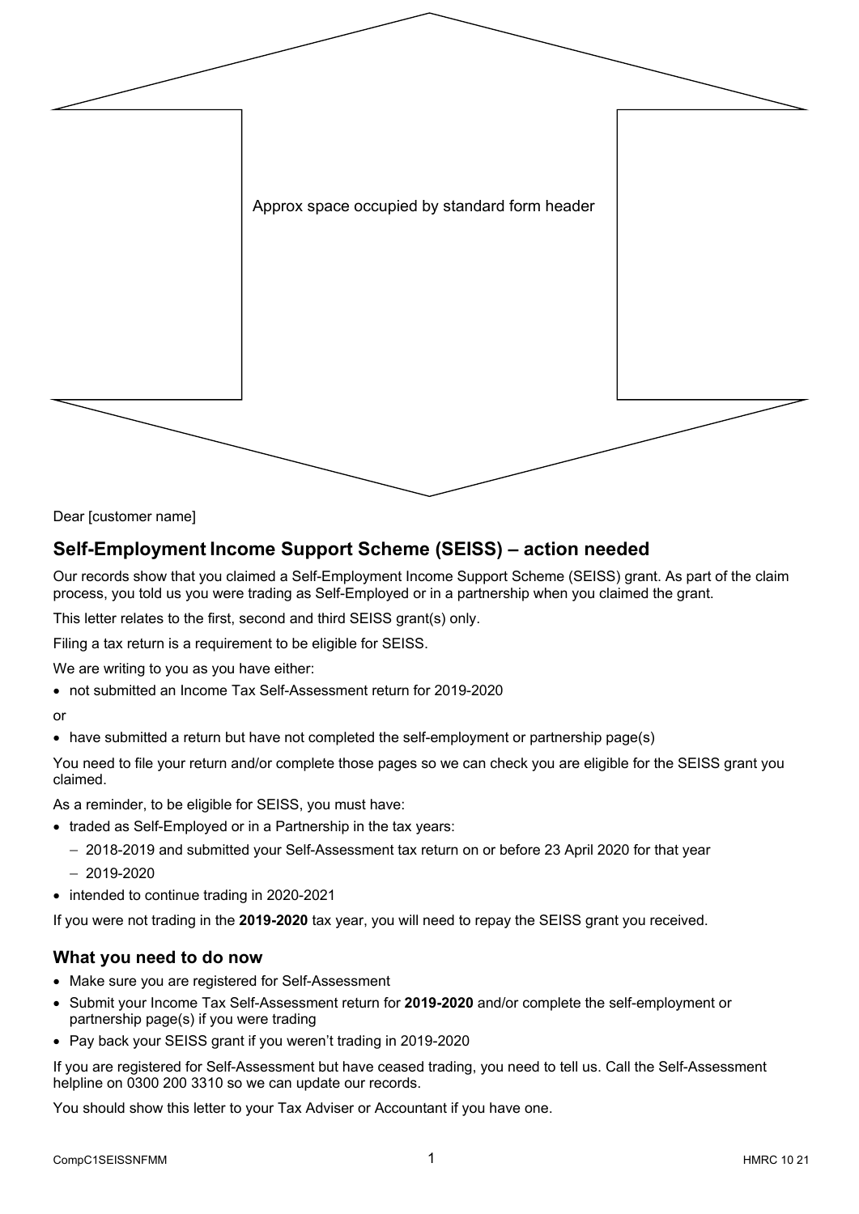Approx space occupied by standard form header

Dear [customer name]

## Self-Employment Income Support Scheme (SEISS) – action needed

Our records show that you claimed a Self-Employment Income Support Scheme (SEISS) grant. As part of the claim process, you told us you were trading as Self-Employed or in a partnership when you claimed the grant.

This letter relates to the first, second and third SEISS grant(s) only.

Filing a tax return is a requirement to be eligible for SEISS.

We are writing to you as you have either:

- not submitted an Income Tax Self-Assessment return for 2019-2020

or

- have submitted a return but have not completed the self-employment or partnership page(s)

You need to file your return and/or complete those pages so we can check you are eligible for the SEISS grant you claimed.

As a reminder, to be eligible for SEISS, you must have:

- traded as Self-Employed or in a Partnership in the tax years:
  - 2018-2019 and submitted your Self-Assessment tax return on or before 23 April 2020 for that year
  - 2019-2020
- intended to continue trading in 2020-2021

If you were not trading in the **2019-2020** tax year, you will need to repay the SEISS grant you received.

### What you need to do now

- Make sure you are registered for Self-Assessment
- Submit your Income Tax Self-Assessment return for **2019-2020** and/or complete the self-employment or partnership page(s) if you were trading
- Pay back your SEISS grant if you weren't trading in 2019-2020

If you are registered for Self-Assessment but have ceased trading, you need to tell us. Call the Self-Assessment helpline on 0300 200 3310 so we can update our records.

You should show this letter to your Tax Adviser or Accountant if you have one.

CompC1SEISSNFMM HMRC 10 21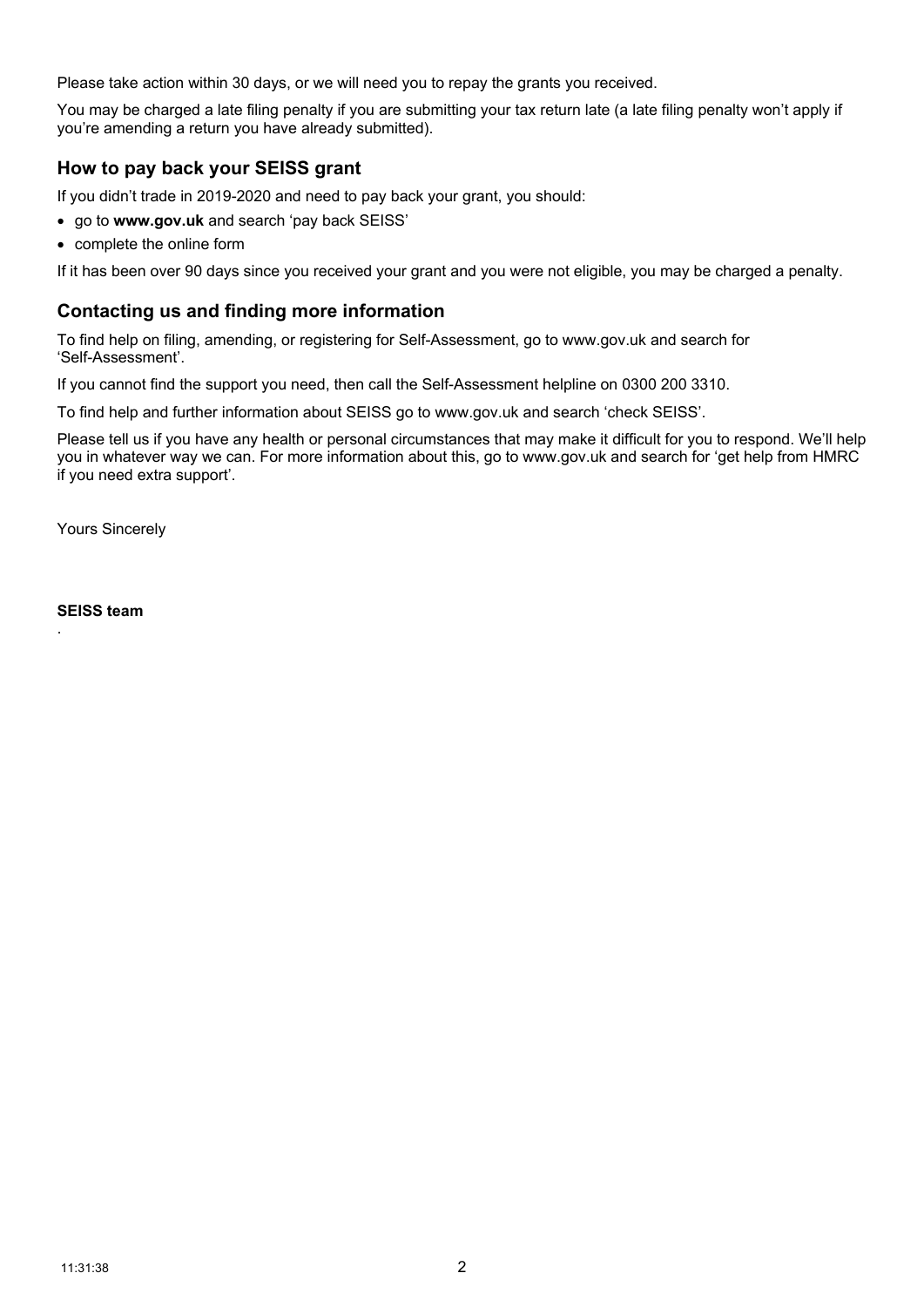Please take action within 30 days, or we will need you to repay the grants you received.

You may be charged a late filing penalty if you are submitting your tax return late (a late filing penalty won't apply if you're amending a return you have already submitted).

## How to pay back your SEISS grant

If you didn't trade in 2019-2020 and need to pay back your grant, you should:

- go to **www.gov.uk** and search 'pay back SEISS'
- complete the online form

If it has been over 90 days since you received your grant and you were not eligible, you may be charged a penalty.

## Contacting us and finding more information

To find help on filing, amending, or registering for Self-Assessment, go to www.gov.uk and search for 'Self-Assessment'.

If you cannot find the support you need, then call the Self-Assessment helpline on 0300 200 3310.

To find help and further information about SEISS go to www.gov.uk and search 'check SEISS'.

Please tell us if you have any health or personal circumstances that may make it difficult for you to respond. We'll help you in whatever way we can. For more information about this, go to www.gov.uk and search for 'get help from HMRC if you need extra support'.

Yours Sincerely

**SEISS team**

.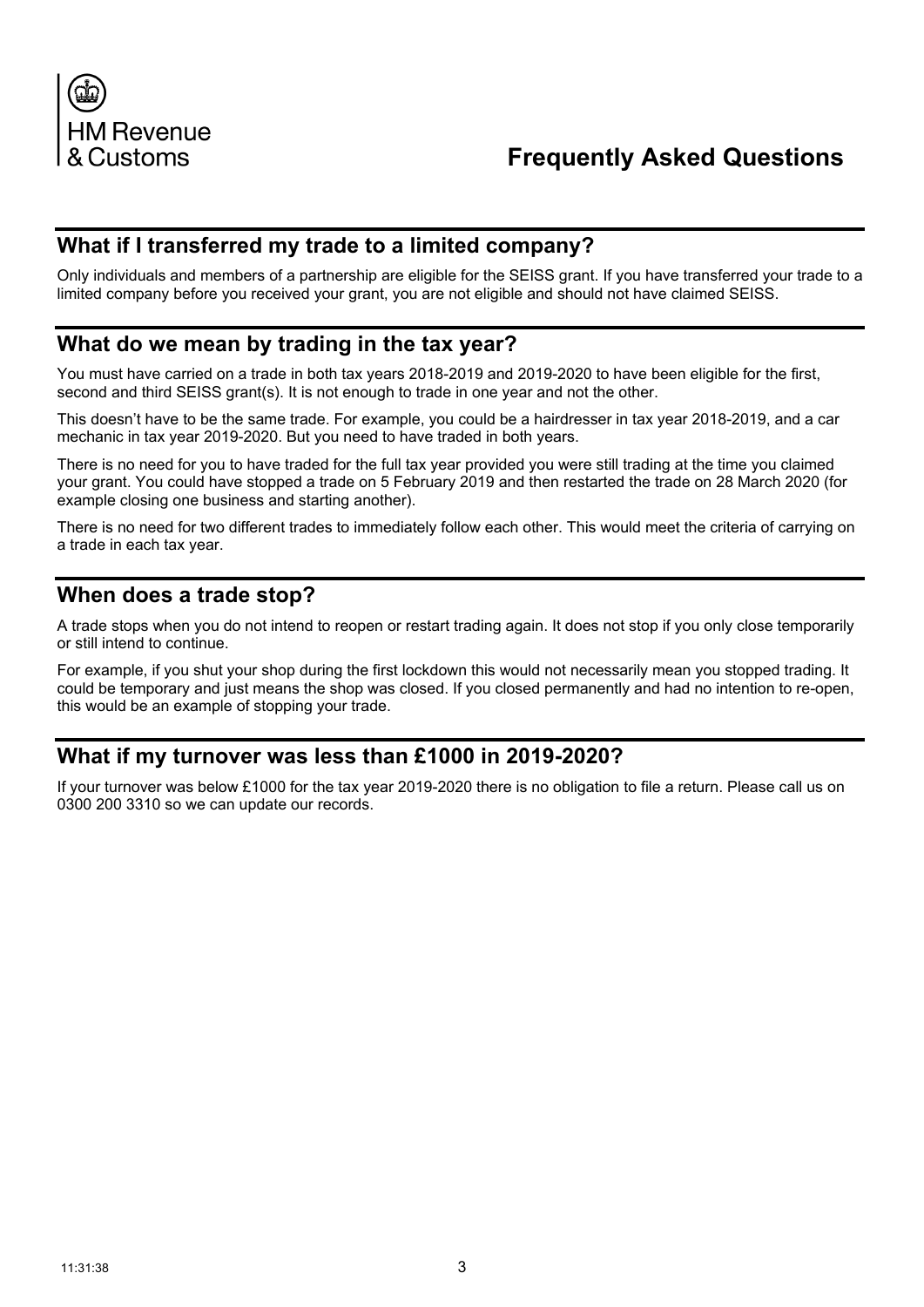## What if I transferred my trade to a limited company?

Only individuals and members of a partnership are eligible for the SEISS grant. If you have transferred your trade to a limited company before you received your grant, you are not eligible and should not have claimed SEISS.

## What do we mean by trading in the tax year?

You must have carried on a trade in both tax years 2018-2019 and 2019-2020 to have been eligible for the first, second and third SEISS grant(s). It is not enough to trade in one year and not the other.

This doesn't have to be the same trade. For example, you could be a hairdresser in tax year 2018-2019, and a car mechanic in tax year 2019-2020. But you need to have traded in both years.

There is no need for you to have traded for the full tax year provided you were still trading at the time you claimed your grant. You could have stopped a trade on 5 February 2019 and then restarted the trade on 28 March 2020 (for example closing one business and starting another).

There is no need for two different trades to immediately follow each other. This would meet the criteria of carrying on a trade in each tax year.

## When does a trade stop?

A trade stops when you do not intend to reopen or restart trading again. It does not stop if you only close temporarily or still intend to continue.

For example, if you shut your shop during the first lockdown this would not necessarily mean you stopped trading. It could be temporary and just means the shop was closed. If you closed permanently and had no intention to re-open, this would be an example of stopping your trade.

## What if my turnover was less than £1000 in 2019-2020?

If your turnover was below £1000 for the tax year 2019-2020 there is no obligation to file a return. Please call us on 0300 200 3310 so we can update our records.